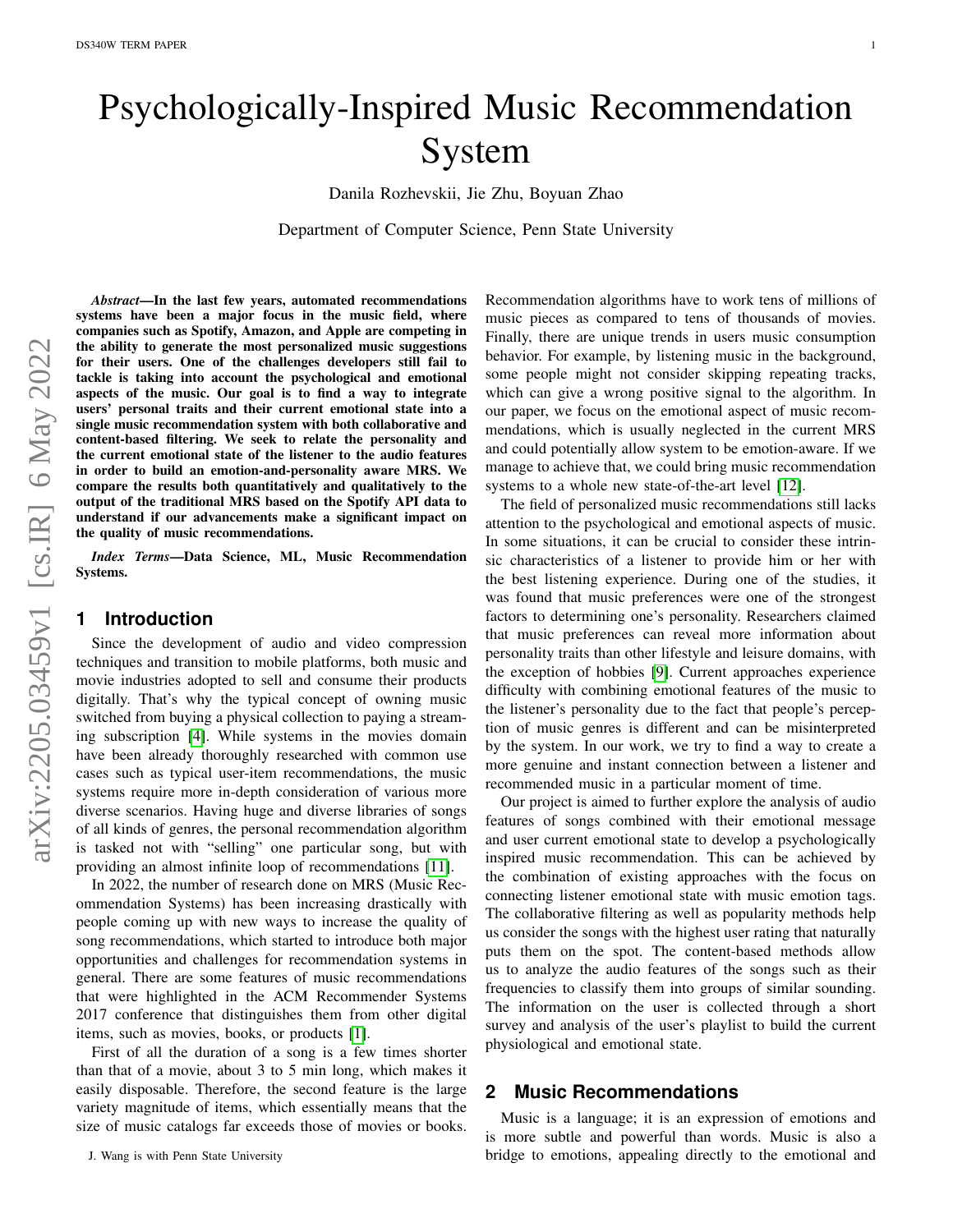# Psychologically-Inspired Music Recommendation System

Danila Rozhevskii, Jie Zhu, Boyuan Zhao

Department of Computer Science, Penn State University

***Abstract*—In the last few years, automated recommendations systems have been a major focus in the music field, where companies such as Spotify, Amazon, and Apple are competing in the ability to generate the most personalized music suggestions for their users. One of the challenges developers still fail to tackle is taking into account the psychological and emotional aspects of the music. Our goal is to find a way to integrate users' personal traits and their current emotional state into a single music recommendation system with both collaborative and content-based filtering. We seek to relate the personality and the current emotional state of the listener to the audio features in order to build an emotion-and-personality aware MRS. We compare the results both quantitatively and qualitatively to the output of the traditional MRS based on the Spotify API data to understand if our advancements make a significant impact on the quality of music recommendations.**

***Index Terms*—Data Science, ML, Music Recommendation Systems.**

## 1 Introduction

Since the development of audio and video compression techniques and transition to mobile platforms, both music and movie industries adopted to sell and consume their products digitally. That's why the typical concept of owning music switched from buying a physical collection to paying a streaming subscription [4]. While systems in the movies domain have been already thoroughly researched with common use cases such as typical user-item recommendations, the music systems require more in-depth consideration of various more diverse scenarios. Having huge and diverse libraries of songs of all kinds of genres, the personal recommendation algorithm is tasked not with "selling" one particular song, but with providing an almost infinite loop of recommendations [11].

In 2022, the number of research done on MRS (Music Recommendation Systems) has been increasing drastically with people coming up with new ways to increase the quality of song recommendations, which started to introduce both major opportunities and challenges for recommendation systems in general. There are some features of music recommendations that were highlighted in the ACM Recommender Systems 2017 conference that distinguishes them from other digital items, such as movies, books, or products [1].

First of all the duration of a song is a few times shorter than that of a movie, about 3 to 5 min long, which makes it easily disposable. Therefore, the second feature is the large variety magnitude of items, which essentially means that the size of music catalogs far exceeds those of movies or books. Recommendation algorithms have to work tens of millions of music pieces as compared to tens of thousands of movies. Finally, there are unique trends in users music consumption behavior. For example, by listening music in the background, some people might not consider skipping repeating tracks, which can give a wrong positive signal to the algorithm. In our paper, we focus on the emotional aspect of music recommendations, which is usually neglected in the current MRS and could potentially allow system to be emotion-aware. If we manage to achieve that, we could bring music recommendation systems to a whole new state-of-the-art level [12].

The field of personalized music recommendations still lacks attention to the psychological and emotional aspects of music. In some situations, it can be crucial to consider these intrinsic characteristics of a listener to provide him or her with the best listening experience. During one of the studies, it was found that music preferences were one of the strongest factors to determining one's personality. Researchers claimed that music preferences can reveal more information about personality traits than other lifestyle and leisure domains, with the exception of hobbies [9]. Current approaches experience difficulty with combining emotional features of the music to the listener's personality due to the fact that people's perception of music genres is different and can be misinterpreted by the system. In our work, we try to find a way to create a more genuine and instant connection between a listener and recommended music in a particular moment of time.

Our project is aimed to further explore the analysis of audio features of songs combined with their emotional message and user current emotional state to develop a psychologically inspired music recommendation. This can be achieved by the combination of existing approaches with the focus on connecting listener emotional state with music emotion tags. The collaborative filtering as well as popularity methods help us consider the songs with the highest user rating that naturally puts them on the spot. The content-based methods allow us to analyze the audio features of the songs such as their frequencies to classify them into groups of similar sounding. The information on the user is collected through a short survey and analysis of the user's playlist to build the current physiological and emotional state.

## 2 Music Recommendations

Music is a language; it is an expression of emotions and is more subtle and powerful than words. Music is also a bridge to emotions, appealing directly to the emotional and

J. Wang is with Penn State University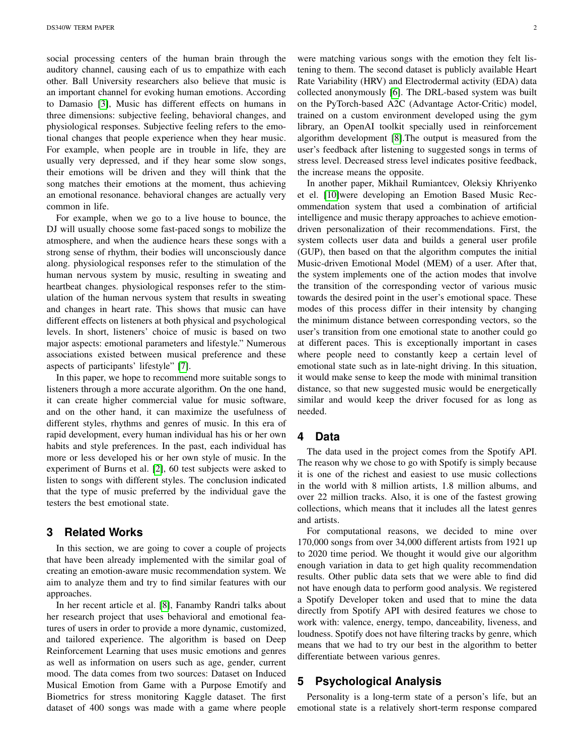social processing centers of the human brain through the auditory channel, causing each of us to empathize with each other. Ball University researchers also believe that music is an important channel for evoking human emotions. According to Damasio [3], Music has different effects on humans in three dimensions: subjective feeling, behavioral changes, and physiological responses. Subjective feeling refers to the emotional changes that people experience when they hear music. For example, when people are in trouble in life, they are usually very depressed, and if they hear some slow songs, their emotions will be driven and they will think that the song matches their emotions at the moment, thus achieving an emotional resonance. behavioral changes are actually very common in life.

For example, when we go to a live house to bounce, the DJ will usually choose some fast-paced songs to mobilize the atmosphere, and when the audience hears these songs with a strong sense of rhythm, their bodies will unconsciously dance along. physiological responses refer to the stimulation of the human nervous system by music, resulting in sweating and heartbeat changes. physiological responses refer to the stimulation of the human nervous system that results in sweating and changes in heart rate. This shows that music can have different effects on listeners at both physical and psychological levels. In short, listeners' choice of music is based on two major aspects: emotional parameters and lifestyle." Numerous associations existed between musical preference and these aspects of participants' lifestyle" [7].

In this paper, we hope to recommend more suitable songs to listeners through a more accurate algorithm. On the one hand, it can create higher commercial value for music software, and on the other hand, it can maximize the usefulness of different styles, rhythms and genres of music. In this era of rapid development, every human individual has his or her own habits and style preferences. In the past, each individual has more or less developed his or her own style of music. In the experiment of Burns et al. [2], 60 test subjects were asked to listen to songs with different styles. The conclusion indicated that the type of music preferred by the individual gave the testers the best emotional state.

## 3 Related Works

In this section, we are going to cover a couple of projects that have been already implemented with the similar goal of creating an emotion-aware music recommendation system. We aim to analyze them and try to find similar features with our approaches.

In her recent article et al. [8], Fanamby Randri talks about her research project that uses behavioral and emotional features of users in order to provide a more dynamic, customized, and tailored experience. The algorithm is based on Deep Reinforcement Learning that uses music emotions and genres as well as information on users such as age, gender, current mood. The data comes from two sources: Dataset on Induced Musical Emotion from Game with a Purpose Emotify and Biometrics for stress monitoring Kaggle dataset. The first dataset of 400 songs was made with a game where people were matching various songs with the emotion they felt listening to them. The second dataset is publicly available Heart Rate Variability (HRV) and Electrodermal activity (EDA) data collected anonymously [6]. The DRL-based system was built on the PyTorch-based A2C (Advantage Actor-Critic) model, trained on a custom environment developed using the gym library, an OpenAI toolkit specially used in reinforcement algorithm development [8].The output is measured from the user's feedback after listening to suggested songs in terms of stress level. Decreased stress level indicates positive feedback, the increase means the opposite.

In another paper, Mikhail Rumiantcev, Oleksiy Khriyenko et el. [10]were developing an Emotion Based Music Recommendation system that used a combination of artificial intelligence and music therapy approaches to achieve emotion-driven personalization of their recommendations. First, the system collects user data and builds a general user profile (GUP), then based on that the algorithm computes the initial Music-driven Emotional Model (MEM) of a user. After that, the system implements one of the action modes that involve the transition of the corresponding vector of various music towards the desired point in the user's emotional space. These modes of this process differ in their intensity by changing the minimum distance between corresponding vectors, so the user's transition from one emotional state to another could go at different paces. This is exceptionally important in cases where people need to constantly keep a certain level of emotional state such as in late-night driving. In this situation, it would make sense to keep the mode with minimal transition distance, so that new suggested music would be energetically similar and would keep the driver focused for as long as needed.

## 4 Data

The data used in the project comes from the Spotify API. The reason why we chose to go with Spotify is simply because it is one of the richest and easiest to use music collections in the world with 8 million artists, 1.8 million albums, and over 22 million tracks. Also, it is one of the fastest growing collections, which means that it includes all the latest genres and artists.

For computational reasons, we decided to mine over 170,000 songs from over 34,000 different artists from 1921 up to 2020 time period. We thought it would give our algorithm enough variation in data to get high quality recommendation results. Other public data sets that we were able to find did not have enough data to perform good analysis. We registered a Spotify Developer token and used that to mine the data directly from Spotify API with desired features we chose to work with: valence, energy, tempo, danceability, liveness, and loudness. Spotify does not have filtering tracks by genre, which means that we had to try our best in the algorithm to better differentiate between various genres.

## 5 Psychological Analysis

Personality is a long-term state of a person's life, but an emotional state is a relatively short-term response compared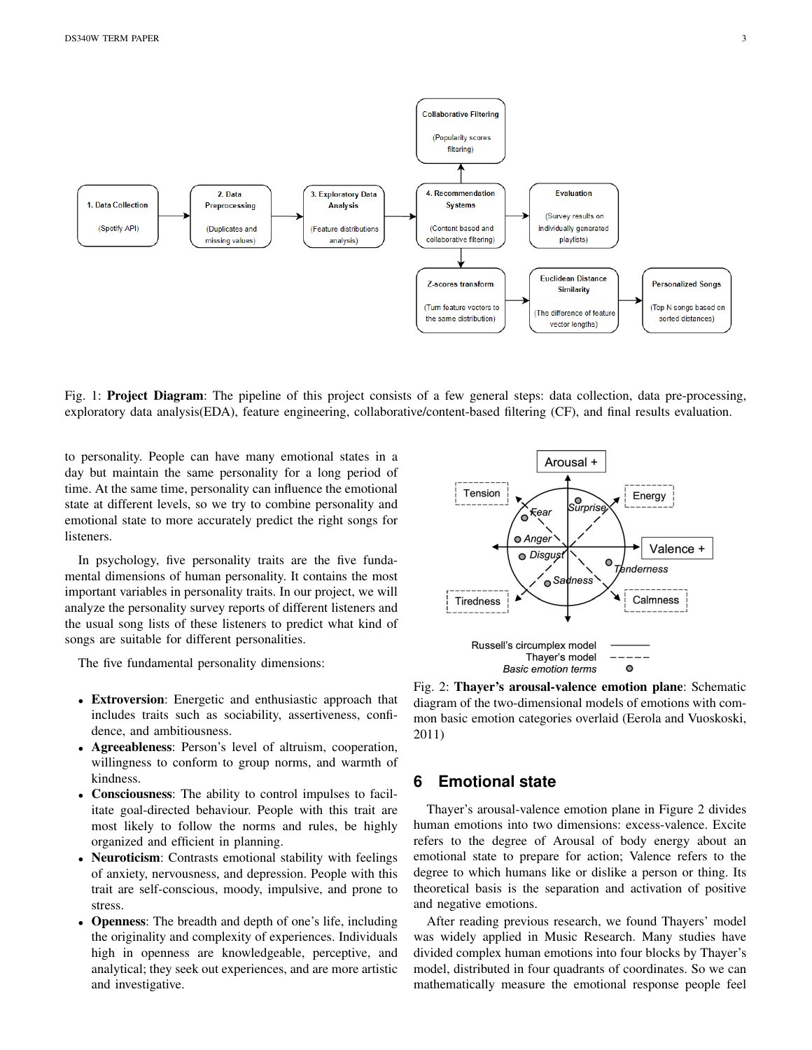Fig. 1: **Project Diagram**: The pipeline of this project consists of a few general steps: data collection, data pre-processing, exploratory data analysis(EDA), feature engineering, collaborative/content-based filtering (CF), and final results evaluation.

to personality. People can have many emotional states in a day but maintain the same personality for a long period of time. At the same time, personality can influence the emotional state at different levels, so we try to combine personality and emotional state to more accurately predict the right songs for listeners.

In psychology, five personality traits are the five fundamental dimensions of human personality. It contains the most important variables in personality traits. In our project, we will analyze the personality survey reports of different listeners and the usual song lists of these listeners to predict what kind of songs are suitable for different personalities.

The five fundamental personality dimensions:

- **Extroversion**: Energetic and enthusiastic approach that includes traits such as sociability, assertiveness, confidence, and ambitiousness.
- **Agreeableness**: Person's level of altruism, cooperation, willingness to conform to group norms, and warmth of kindness.
- **Consciousness**: The ability to control impulses to facilitate goal-directed behaviour. People with this trait are most likely to follow the norms and rules, be highly organized and efficient in planning.
- **Neuroticism**: Contrasts emotional stability with feelings of anxiety, nervousness, and depression. People with this trait are self-conscious, moody, impulsive, and prone to stress.
- **Openness**: The breadth and depth of one's life, including the originality and complexity of experiences. Individuals high in openness are knowledgeable, perceptive, and analytical; they seek out experiences, and are more artistic and investigative.

Fig. 2: **Thayer's arousal-valence emotion plane**: Schematic diagram of the two-dimensional models of emotions with common basic emotion categories overlaid (Eerola and Vuoskoski, 2011)

## 6 Emotional state

Thayer's arousal-valence emotion plane in Figure 2 divides human emotions into two dimensions: excess-valence. Excite refers to the degree of Arousal of body energy about an emotional state to prepare for action; Valence refers to the degree to which humans like or dislike a person or thing. Its theoretical basis is the separation and activation of positive and negative emotions.

After reading previous research, we found Thayers' model was widely applied in Music Research. Many studies have divided complex human emotions into four blocks by Thayer's model, distributed in four quadrants of coordinates. So we can mathematically measure the emotional response people feel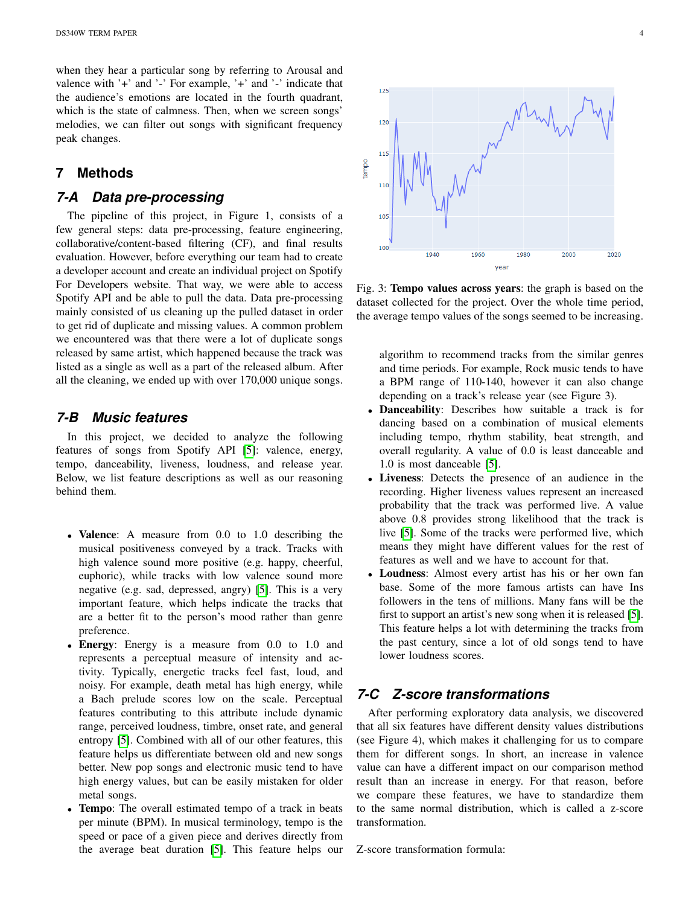when they hear a particular song by referring to Arousal and valence with '+' and '-' For example, '+' and '-' indicate that the audience's emotions are located in the fourth quadrant, which is the state of calmness. Then, when we screen songs' melodies, we can filter out songs with significant frequency peak changes.

## 7 Methods

### 7-A Data pre-processing

The pipeline of this project, in Figure 1, consists of a few general steps: data pre-processing, feature engineering, collaborative/content-based filtering (CF), and final results evaluation. However, before everything our team had to create a developer account and create an individual project on Spotify For Developers website. That way, we were able to access Spotify API and be able to pull the data. Data pre-processing mainly consisted of us cleaning up the pulled dataset in order to get rid of duplicate and missing values. A common problem we encountered was that there were a lot of duplicate songs released by same artist, which happened because the track was listed as a single as well as a part of the released album. After all the cleaning, we ended up with over 170,000 unique songs.

### 7-B Music features

In this project, we decided to analyze the following features of songs from Spotify API [5]: valence, energy, tempo, danceability, liveness, loudness, and release year. Below, we list feature descriptions as well as our reasoning behind them.

- **Valence**: A measure from 0.0 to 1.0 describing the musical positiveness conveyed by a track. Tracks with high valence sound more positive (e.g. happy, cheerful, euphoric), while tracks with low valence sound more negative (e.g. sad, depressed, angry) [5]. This is a very important feature, which helps indicate the tracks that are a better fit to the person's mood rather than genre preference.
- **Energy**: Energy is a measure from 0.0 to 1.0 and represents a perceptual measure of intensity and activity. Typically, energetic tracks feel fast, loud, and noisy. For example, death metal has high energy, while a Bach prelude scores low on the scale. Perceptual features contributing to this attribute include dynamic range, perceived loudness, timbre, onset rate, and general entropy [5]. Combined with all of our other features, this feature helps us differentiate between old and new songs better. New pop songs and electronic music tend to have high energy values, but can be easily mistaken for older metal songs.
- **Tempo**: The overall estimated tempo of a track in beats per minute (BPM). In musical terminology, tempo is the speed or pace of a given piece and derives directly from the average beat duration [5]. This feature helps our algorithm to recommend tracks from the similar genres and time periods. For example, Rock music tends to have a BPM range of 110-140, however it can also change depending on a track's release year (see Figure 3).
- **Danceability**: Describes how suitable a track is for dancing based on a combination of musical elements including tempo, rhythm stability, beat strength, and overall regularity. A value of 0.0 is least danceable and 1.0 is most danceable [5].
- **Liveness**: Detects the presence of an audience in the recording. Higher liveness values represent an increased probability that the track was performed live. A value above 0.8 provides strong likelihood that the track is live [5]. Some of the tracks were performed live, which means they might have different values for the rest of features as well and we have to account for that.
- **Loudness**: Almost every artist has his or her own fan base. Some of the more famous artists can have Ins followers in the tens of millions. Many fans will be the first to support an artist's new song when it is released [5]. This feature helps a lot with determining the tracks from the past century, since a lot of old songs tend to have lower loudness scores.

Fig. 3: **Tempo values across years**: the graph is based on the dataset collected for the project. Over the whole time period, the average tempo values of the songs seemed to be increasing.

### 7-C Z-score transformations

After performing exploratory data analysis, we discovered that all six features have different density values distributions (see Figure 4), which makes it challenging for us to compare them for different songs. In short, an increase in valence value can have a different impact on our comparison method result than an increase in energy. For that reason, before we compare these features, we have to standardize them to the same normal distribution, which is called a z-score transformation.

Z-score transformation formula: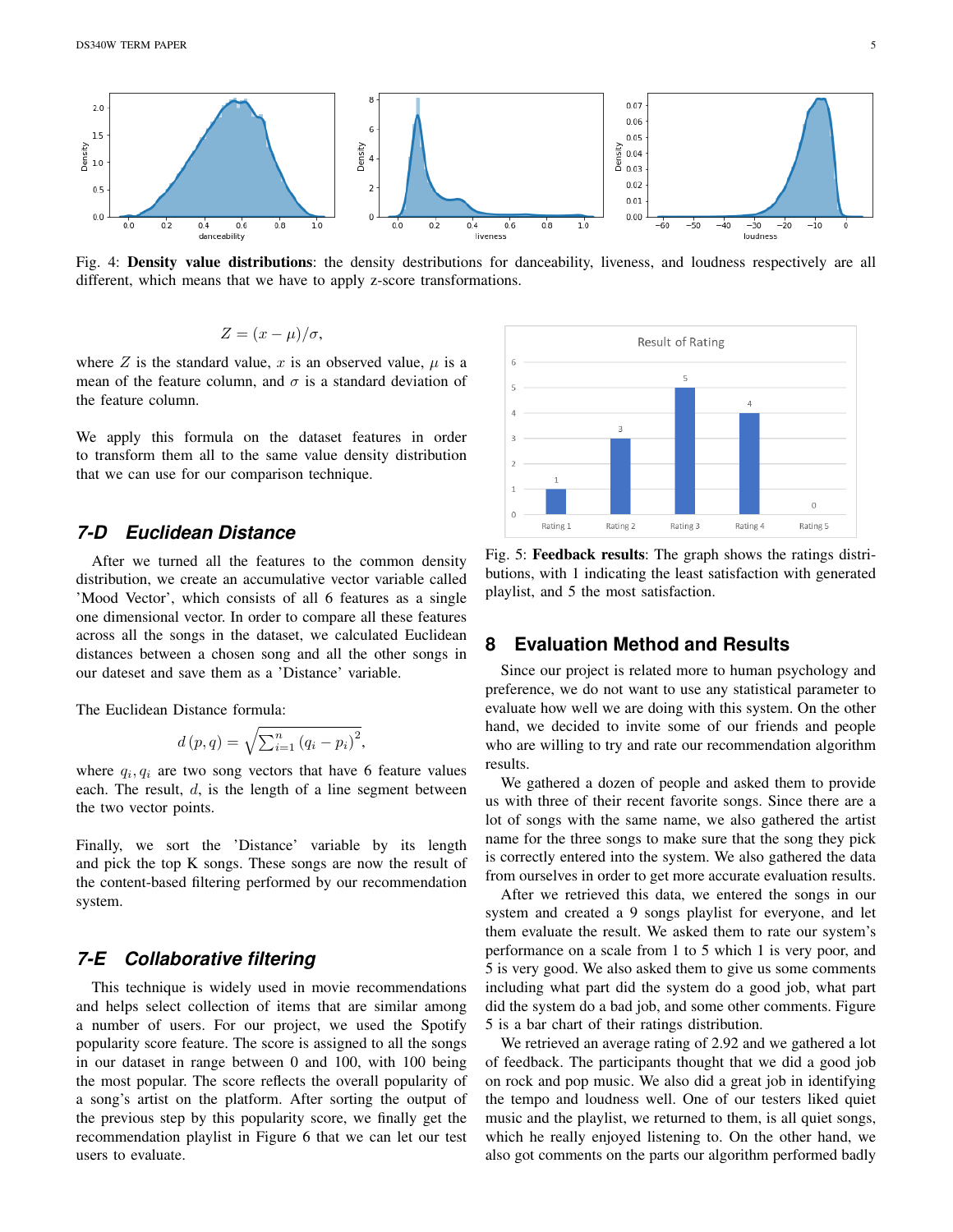Fig. 4: **Density value distributions**: the density destributions for danceability, liveness, and loudness respectively are all different, which means that we have to apply z-score transformations.

$$Z = (x - \mu)/\sigma,$$

where $Z$ is the standard value, $x$ is an observed value, $\mu$ is a mean of the feature column, and $\sigma$ is a standard deviation of the feature column.

We apply this formula on the dataset features in order to transform them all to the same value density distribution that we can use for our comparison technique.

### 7-D Euclidean Distance

After we turned all the features to the common density distribution, we create an accumulative vector variable called 'Mood Vector', which consists of all 6 features as a single one dimensional vector. In order to compare all these features across all the songs in the dataset, we calculated Euclidean distances between a chosen song and all the other songs in our dateset and save them as a 'Distance' variable.

The Euclidean Distance formula:

$$d(p, q) = \sqrt{\sum_{i=1}^{n} (q_i - p_i)^2},$$

where $q_i, q_i$ are two song vectors that have 6 feature values each. The result, $d$, is the length of a line segment between the two vector points.

Finally, we sort the 'Distance' variable by its length and pick the top K songs. These songs are now the result of the content-based filtering performed by our recommendation system.

### 7-E Collaborative filtering

This technique is widely used in movie recommendations and helps select collection of items that are similar among a number of users. For our project, we used the Spotify popularity score feature. The score is assigned to all the songs in our dataset in range between 0 and 100, with 100 being the most popular. The score reflects the overall popularity of a song's artist on the platform. After sorting the output of the previous step by this popularity score, we finally get the recommendation playlist in Figure 6 that we can let our test users to evaluate.

Fig. 5: **Feedback results**: The graph shows the ratings distributions, with 1 indicating the least satisfaction with generated playlist, and 5 the most satisfaction.

## 8 Evaluation Method and Results

Since our project is related more to human psychology and preference, we do not want to use any statistical parameter to evaluate how well we are doing with this system. On the other hand, we decided to invite some of our friends and people who are willing to try and rate our recommendation algorithm results.

We gathered a dozen of people and asked them to provide us with three of their recent favorite songs. Since there are a lot of songs with the same name, we also gathered the artist name for the three songs to make sure that the song they pick is correctly entered into the system. We also gathered the data from ourselves in order to get more accurate evaluation results.

After we retrieved this data, we entered the songs in our system and created a 9 songs playlist for everyone, and let them evaluate the result. We asked them to rate our system's performance on a scale from 1 to 5 which 1 is very poor, and 5 is very good. We also asked them to give us some comments including what part did the system do a good job, what part did the system do a bad job, and some other comments. Figure 5 is a bar chart of their ratings distribution.

We retrieved an average rating of 2.92 and we gathered a lot of feedback. The participants thought that we did a good job on rock and pop music. We also did a great job in identifying the tempo and loudness well. One of our testers liked quiet music and the playlist, we returned to them, is all quiet songs, which he really enjoyed listening to. On the other hand, we also got comments on the parts our algorithm performed badly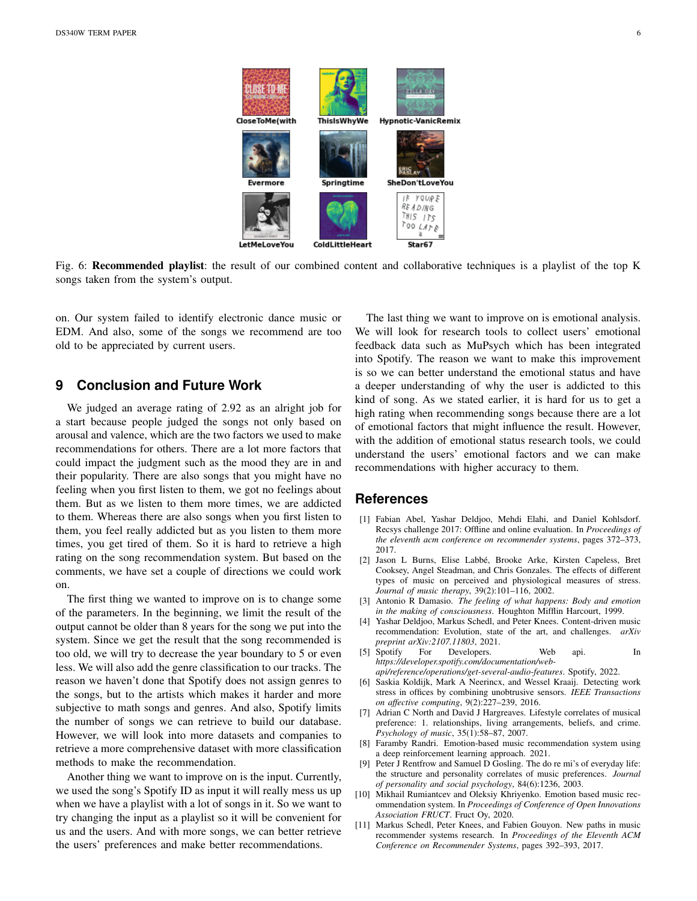Fig. 6: **Recommended playlist**: the result of our combined content and collaborative techniques is a playlist of the top K songs taken from the system's output.

on. Our system failed to identify electronic dance music or EDM. And also, some of the songs we recommend are too old to be appreciated by current users.

## 9 Conclusion and Future Work

We judged an average rating of 2.92 as an alright job for a start because people judged the songs not only based on arousal and valence, which are the two factors we used to make recommendations for others. There are a lot more factors that could impact the judgment such as the mood they are in and their popularity. There are also songs that you might have no feeling when you first listen to them, we got no feelings about them. But as we listen to them more times, we are addicted to them. Whereas there are also songs when you first listen to them, you feel really addicted but as you listen to them more times, you get tired of them. So it is hard to retrieve a high rating on the song recommendation system. But based on the comments, we have set a couple of directions we could work on.

The first thing we wanted to improve on is to change some of the parameters. In the beginning, we limit the result of the output cannot be older than 8 years for the song we put into the system. Since we get the result that the song recommended is too old, we will try to decrease the year boundary to 5 or even less. We will also add the genre classification to our tracks. The reason we haven't done that Spotify does not assign genres to the songs, but to the artists which makes it harder and more subjective to math songs and genres. And also, Spotify limits the number of songs we can retrieve to build our database. However, we will look into more datasets and companies to retrieve a more comprehensive dataset with more classification methods to make the recommendation.

Another thing we want to improve on is the input. Currently, we used the song's Spotify ID as input it will really mess us up when we have a playlist with a lot of songs in it. So we want to try changing the input as a playlist so it will be convenient for us and the users. And with more songs, we can better retrieve the users' preferences and make better recommendations.

The last thing we want to improve on is emotional analysis. We will look for research tools to collect users' emotional feedback data such as MuPsych which has been integrated into Spotify. The reason we want to make this improvement is so we can better understand the emotional status and have a deeper understanding of why the user is addicted to this kind of song. As we stated earlier, it is hard for us to get a high rating when recommending songs because there are a lot of emotional factors that might influence the result. However, with the addition of emotional status research tools, we could understand the users' emotional factors and we can make recommendations with higher accuracy to them.

## References

[1] Fabian Abel, Yashar Deldjoo, Mehdi Elahi, and Daniel Kohlsdorf. Recsys challenge 2017: Offline and online evaluation. In *Proceedings of the eleventh acm conference on recommender systems*, pages 372–373, 2017.

[2] Jason L Burns, Elise Labbé, Brooke Arke, Kirsten Capeless, Bret Cooksey, Angel Steadman, and Chris Gonzales. The effects of different types of music on perceived and physiological measures of stress. *Journal of music therapy*, 39(2):101–116, 2002.

[3] Antonio R Damasio. *The feeling of what happens: Body and emotion in the making of consciousness*. Houghton Mifflin Harcourt, 1999.

[4] Yashar Deldjoo, Markus Schedl, and Peter Knees. Content-driven music recommendation: Evolution, state of the art, and challenges. *arXiv preprint arXiv:2107.11803*, 2021.

[5] Spotify For Developers. Web api. In *https://developer.spotify.com/documentation/web-api/reference/operations/get-several-audio-features*. Spotify, 2022.

[6] Saskia Koldijk, Mark A Neerincx, and Wessel Kraaij. Detecting work stress in offices by combining unobtrusive sensors. *IEEE Transactions on affective computing*, 9(2):227–239, 2016.

[7] Adrian C North and David J Hargreaves. Lifestyle correlates of musical preference: 1. relationships, living arrangements, beliefs, and crime. *Psychology of music*, 35(1):58–87, 2007.

[8] Faramby Randri. Emotion-based music recommendation system using a deep reinforcement learning approach. 2021.

[9] Peter J Rentfrow and Samuel D Gosling. The do re mi's of everyday life: the structure and personality correlates of music preferences. *Journal of personality and social psychology*, 84(6):1236, 2003.

[10] Mikhail Rumiantcev and Oleksiy Khriyenko. Emotion based music recommendation system. In *Proceedings of Conference of Open Innovations Association FRUCT*. Fruct Oy, 2020.

[11] Markus Schedl, Peter Knees, and Fabien Gouyon. New paths in music recommender systems research. In *Proceedings of the Eleventh ACM Conference on Recommender Systems*, pages 392–393, 2017.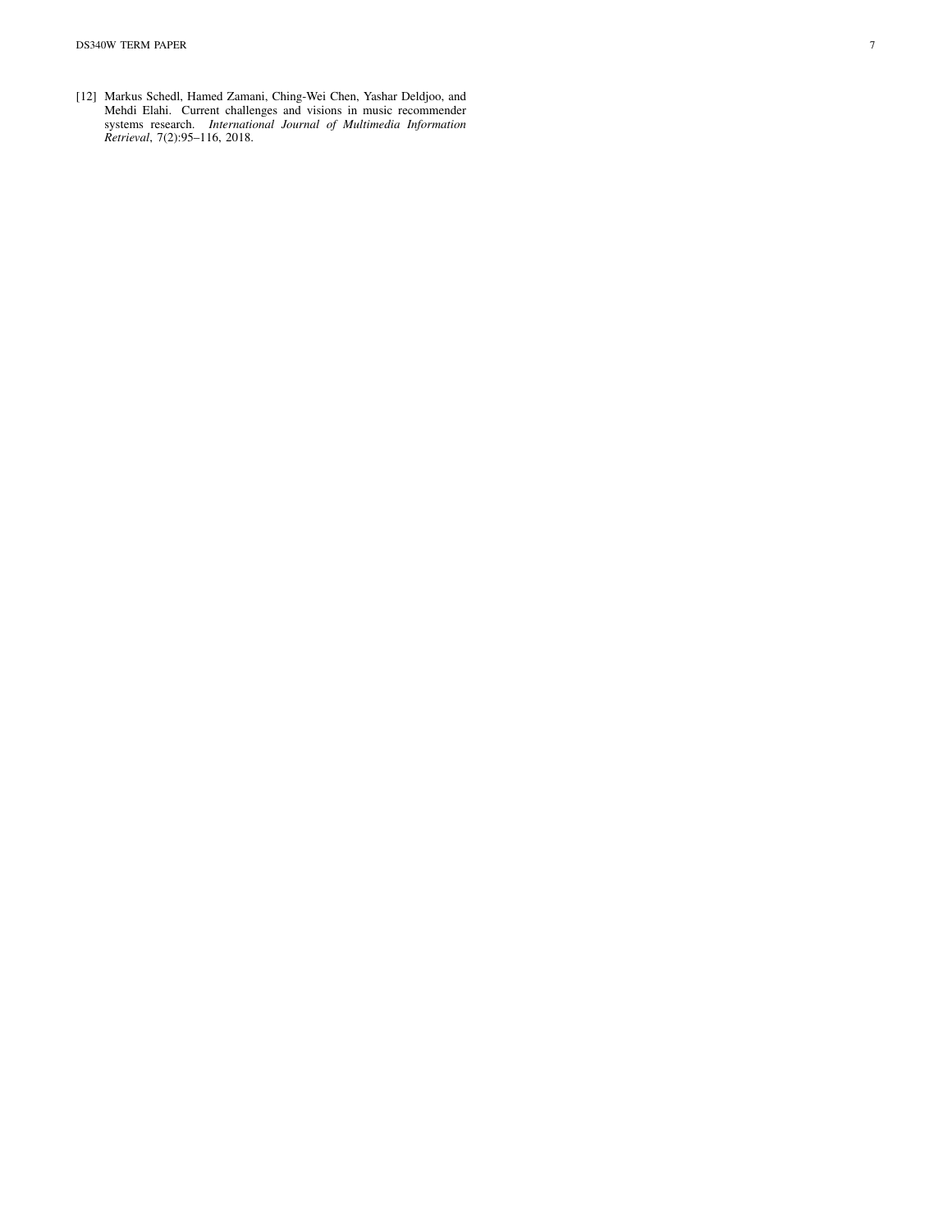[12] Markus Schedl, Hamed Zamani, Ching-Wei Chen, Yashar Deldjoo, and Mehdi Elahi. Current challenges and visions in music recommender systems research. *International Journal of Multimedia Information Retrieval*, 7(2):95–116, 2018.